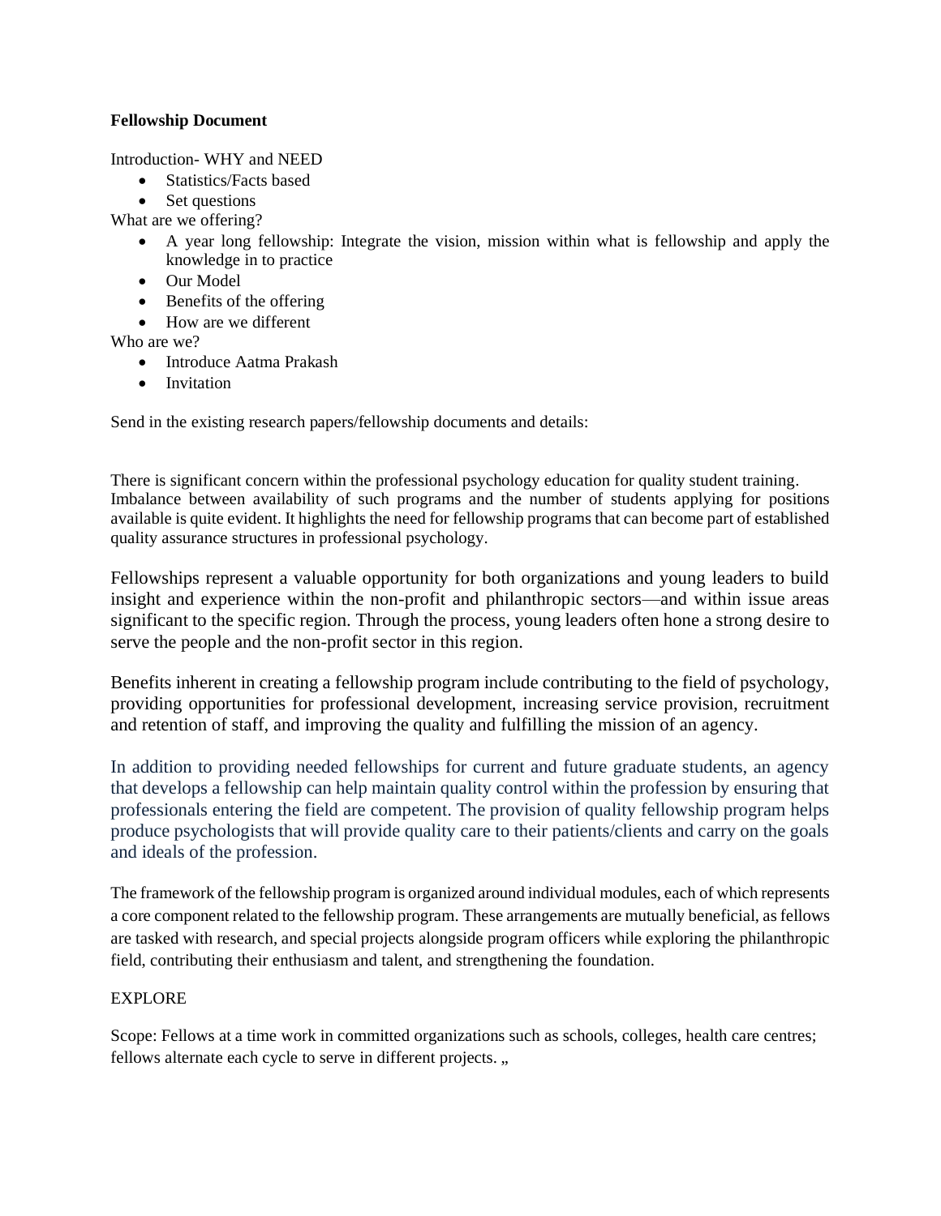**Fellowship Document**

Introduction- WHY and NEED

- Statistics/Facts based
- Set questions

What are we offering?

- A year long fellowship: Integrate the vision, mission within what is fellowship and apply the knowledge in to practice
- Our Model
- Benefits of the offering
- How are we different

Who are we?

- Introduce Aatma Prakash
- Invitation

Send in the existing research papers/fellowship documents and details:

There is significant concern within the professional psychology education for quality student training. Imbalance between availability of such programs and the number of students applying for positions available is quite evident. It highlights the need for fellowship programs that can become part of established quality assurance structures in professional psychology.

Fellowships represent a valuable opportunity for both organizations and young leaders to build insight and experience within the non-profit and philanthropic sectors—and within issue areas significant to the specific region. Through the process, young leaders often hone a strong desire to serve the people and the non-profit sector in this region.

Benefits inherent in creating a fellowship program include contributing to the field of psychology, providing opportunities for professional development, increasing service provision, recruitment and retention of staff, and improving the quality and fulfilling the mission of an agency.

In addition to providing needed fellowships for current and future graduate students, an agency that develops a fellowship can help maintain quality control within the profession by ensuring that professionals entering the field are competent. The provision of quality fellowship program helps produce psychologists that will provide quality care to their patients/clients and carry on the goals and ideals of the profession.

The framework of the fellowship program is organized around individual modules, each of which represents a core component related to the fellowship program. These arrangements are mutually beneficial, as fellows are tasked with research, and special projects alongside program officers while exploring the philanthropic field, contributing their enthusiasm and talent, and strengthening the foundation.

EXPLORE

Scope: Fellows at a time work in committed organizations such as schools, colleges, health care centres; fellows alternate each cycle to serve in different projects. „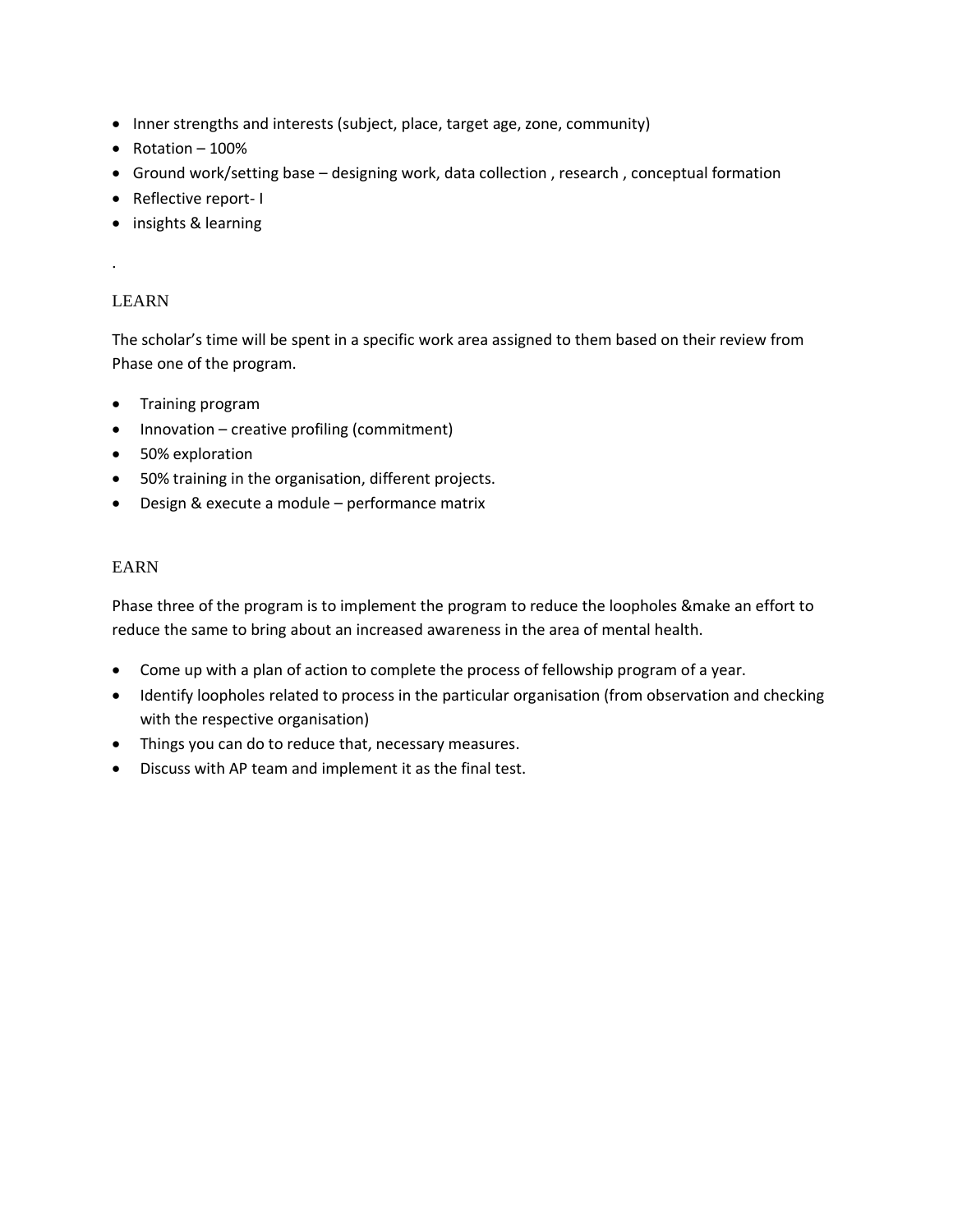- Inner strengths and interests (subject, place, target age, zone, community)
- Rotation – 100%
- Ground work/setting base – designing work, data collection , research , conceptual formation
- Reflective report- I
- insights & learning

.

## LEARN

The scholar's time will be spent in a specific work area assigned to them based on their review from Phase one of the program.

- Training program
- Innovation – creative profiling (commitment)
- 50% exploration
- 50% training in the organisation, different projects.
- Design & execute a module – performance matrix

## EARN

Phase three of the program is to implement the program to reduce the loopholes &make an effort to reduce the same to bring about an increased awareness in the area of mental health.

- Come up with a plan of action to complete the process of fellowship program of a year.
- Identify loopholes related to process in the particular organisation (from observation and checking with the respective organisation)
- Things you can do to reduce that, necessary measures.
- Discuss with AP team and implement it as the final test.